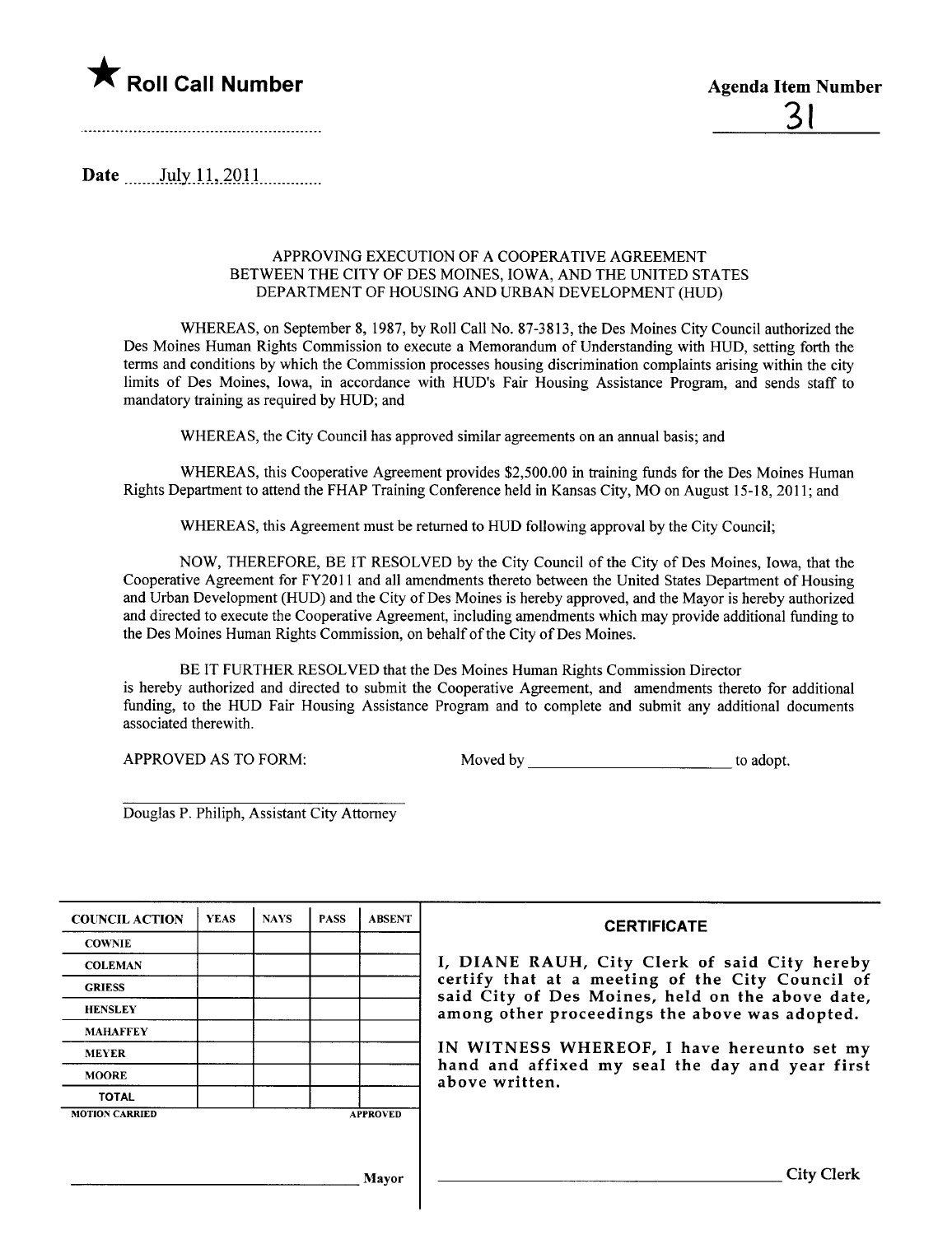★ **Roll Call Number**

**Agenda Item Number**

31

Date July 11, 2011

APPROVING EXECUTION OF A COOPERATIVE AGREEMENT BETWEEN THE CITY OF DES MOINES, IOWA, AND THE UNITED STATES DEPARTMENT OF HOUSING AND URBAN DEVELOPMENT (HUD)

WHEREAS, on September 8, 1987, by Roll Call No. 87-3813, the Des Moines City Council authorized the Des Moines Human Rights Commission to execute a Memorandum of Understanding with HUD, setting forth the terms and conditions by which the Commission processes housing discrimination complaints arising within the city limits of Des Moines, Iowa, in accordance with HUD's Fair Housing Assistance Program, and sends staff to mandatory training as required by HUD; and

WHEREAS, the City Council has approved similar agreements on an annual basis; and

WHEREAS, this Cooperative Agreement provides $2,500.00 in training funds for the Des Moines Human Rights Department to attend the FHAP Training Conference held in Kansas City, MO on August 15-18, 2011; and

WHEREAS, this Agreement must be returned to HUD following approval by the City Council;

NOW, THEREFORE, BE IT RESOLVED by the City Council of the City of Des Moines, Iowa, that the Cooperative Agreement for FY2011 and all amendments thereto between the United States Department of Housing and Urban Development (HUD) and the City of Des Moines is hereby approved, and the Mayor is hereby authorized and directed to execute the Cooperative Agreement, including amendments which may provide additional funding to the Des Moines Human Rights Commission, on behalf of the City of Des Moines.

BE IT FURTHER RESOLVED that the Des Moines Human Rights Commission Director is hereby authorized and directed to submit the Cooperative Agreement, and amendments thereto for additional funding, to the HUD Fair Housing Assistance Program and to complete and submit any additional documents associated therewith.

APPROVED AS TO FORM:

Moved by ________________________ to adopt.

________________________________
Douglas P. Philiph, Assistant City Attorney

| COUNCIL ACTION | YEAS | NAYS | PASS | ABSENT |
|---|---|---|---|---|
| COWNIE | | | | |
| COLEMAN | | | | |
| GRIESS | | | | |
| HENSLEY | | | | |
| MAHAFFEY | | | | |
| MEYER | | | | |
| MOORE | | | | |
| TOTAL | | | | |
| MOTION CARRIED | | | | APPROVED |

________________________________ Mayor

**CERTIFICATE**

I, DIANE RAUH, City Clerk of said City hereby certify that at a meeting of the City Council of said City of Des Moines, held on the above date, among other proceedings the above was adopted.

IN WITNESS WHEREOF, I have hereunto set my hand and affixed my seal the day and year first above written.

________________________________ City Clerk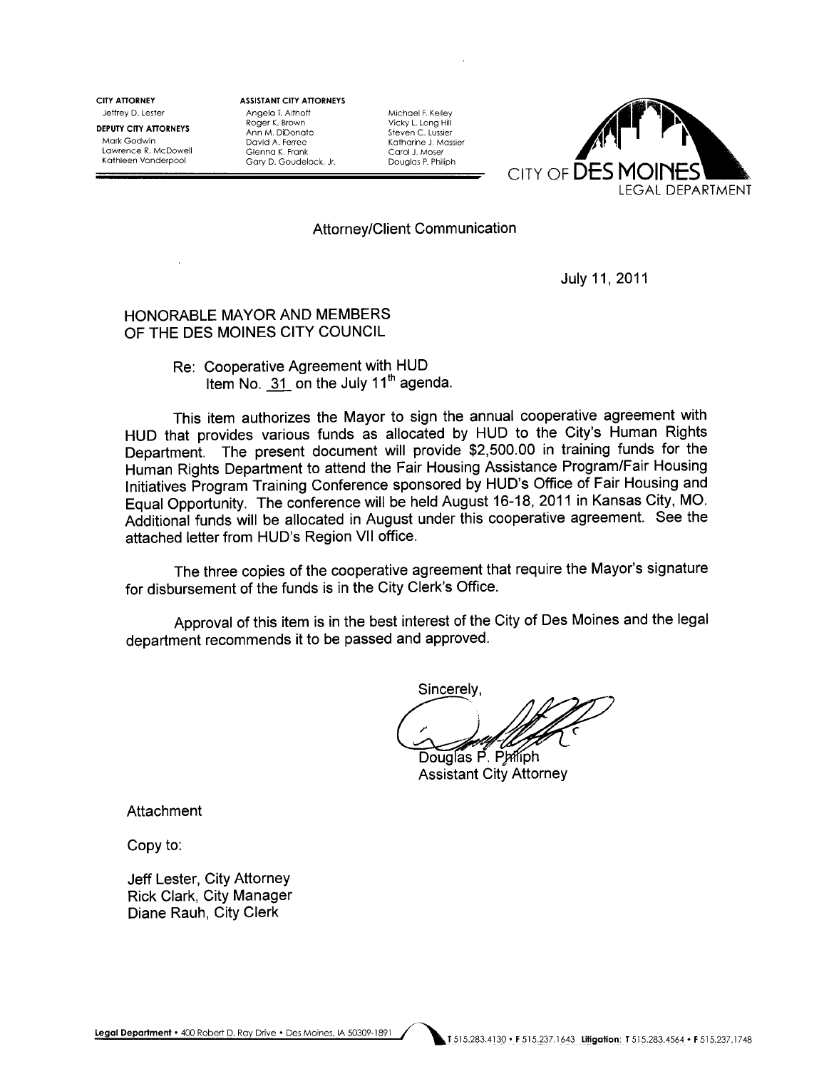**CITY ATTORNEY**
Jeffrey D. Lester

**DEPUTY CITY ATTORNEYS**
Mark Godwin
Lawrence R. McDowell
Kathleen Vanderpool

**ASSISTANT CITY ATTORNEYS**
Angela T. Althoff
Roger K. Brown
Ann M. DiDonato
David A. Ferree
Glenna K. Frank
Gary D. Goudelock, Jr.
Michael F. Kelley
Vicky L. Long Hill
Steven C. Lussier
Katharine J. Massier
Carol J. Moser
Douglas P. Philiph

CITY OF DES MOINES
LEGAL DEPARTMENT

Attorney/Client Communication

July 11, 2011

HONORABLE MAYOR AND MEMBERS
OF THE DES MOINES CITY COUNCIL

Re: Cooperative Agreement with HUD
Item No. 31 on the July 11th agenda.

This item authorizes the Mayor to sign the annual cooperative agreement with HUD that provides various funds as allocated by HUD to the City's Human Rights Department. The present document will provide $2,500.00 in training funds for the Human Rights Department to attend the Fair Housing Assistance Program/Fair Housing Initiatives Program Training Conference sponsored by HUD's Office of Fair Housing and Equal Opportunity. The conference will be held August 16-18, 2011 in Kansas City, MO. Additional funds will be allocated in August under this cooperative agreement. See the attached letter from HUD's Region VII office.

The three copies of the cooperative agreement that require the Mayor's signature for disbursement of the funds is in the City Clerk's Office.

Approval of this item is in the best interest of the City of Des Moines and the legal department recommends it to be passed and approved.

Sincerely,

Douglas P. Philiph
Assistant City Attorney

Attachment

Copy to:

Jeff Lester, City Attorney
Rick Clark, City Manager
Diane Rauh, City Clerk

**Legal Department** • 400 Robert D. Ray Drive • Des Moines, IA 50309-1891 T 515.283.4130 • F 515.237.1643 **Litigation:** T 515.283.4564 • F 515.237.1748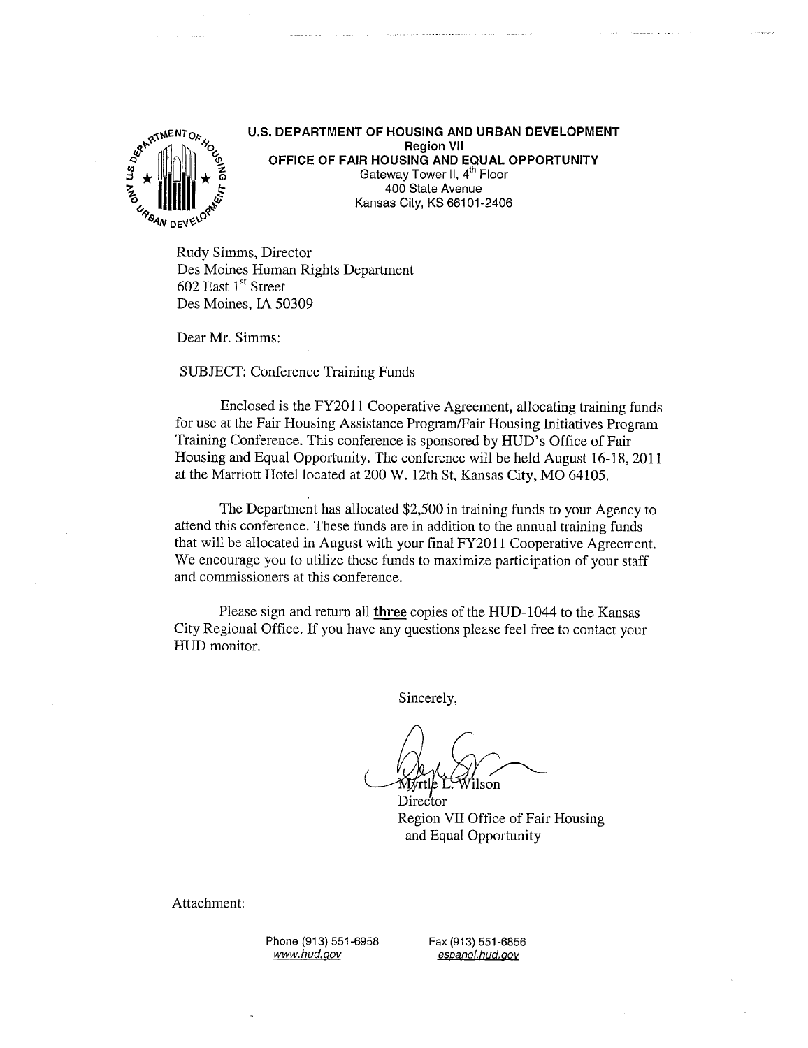**U.S. DEPARTMENT OF HOUSING AND URBAN DEVELOPMENT**
**Region VII**
**OFFICE OF FAIR HOUSING AND EQUAL OPPORTUNITY**
Gateway Tower II, 4th Floor
400 State Avenue
Kansas City, KS 66101-2406

Rudy Simms, Director
Des Moines Human Rights Department
602 East 1st Street
Des Moines, IA 50309

Dear Mr. Simms:

SUBJECT: Conference Training Funds

Enclosed is the FY2011 Cooperative Agreement, allocating training funds for use at the Fair Housing Assistance Program/Fair Housing Initiatives Program Training Conference. This conference is sponsored by HUD's Office of Fair Housing and Equal Opportunity. The conference will be held August 16-18, 2011 at the Marriott Hotel located at 200 W. 12th St, Kansas City, MO 64105.

The Department has allocated $2,500 in training funds to your Agency to attend this conference. These funds are in addition to the annual training funds that will be allocated in August with your final FY2011 Cooperative Agreement. We encourage you to utilize these funds to maximize participation of your staff and commissioners at this conference.

Please sign and return all **three** copies of the HUD-1044 to the Kansas City Regional Office. If you have any questions please feel free to contact your HUD monitor.

Sincerely,

Myrtle L. Wilson
Director
Region VII Office of Fair Housing
and Equal Opportunity

Attachment:

Phone (913) 551-6958 Fax (913) 551-6856
www.hud.gov espanol.hud.gov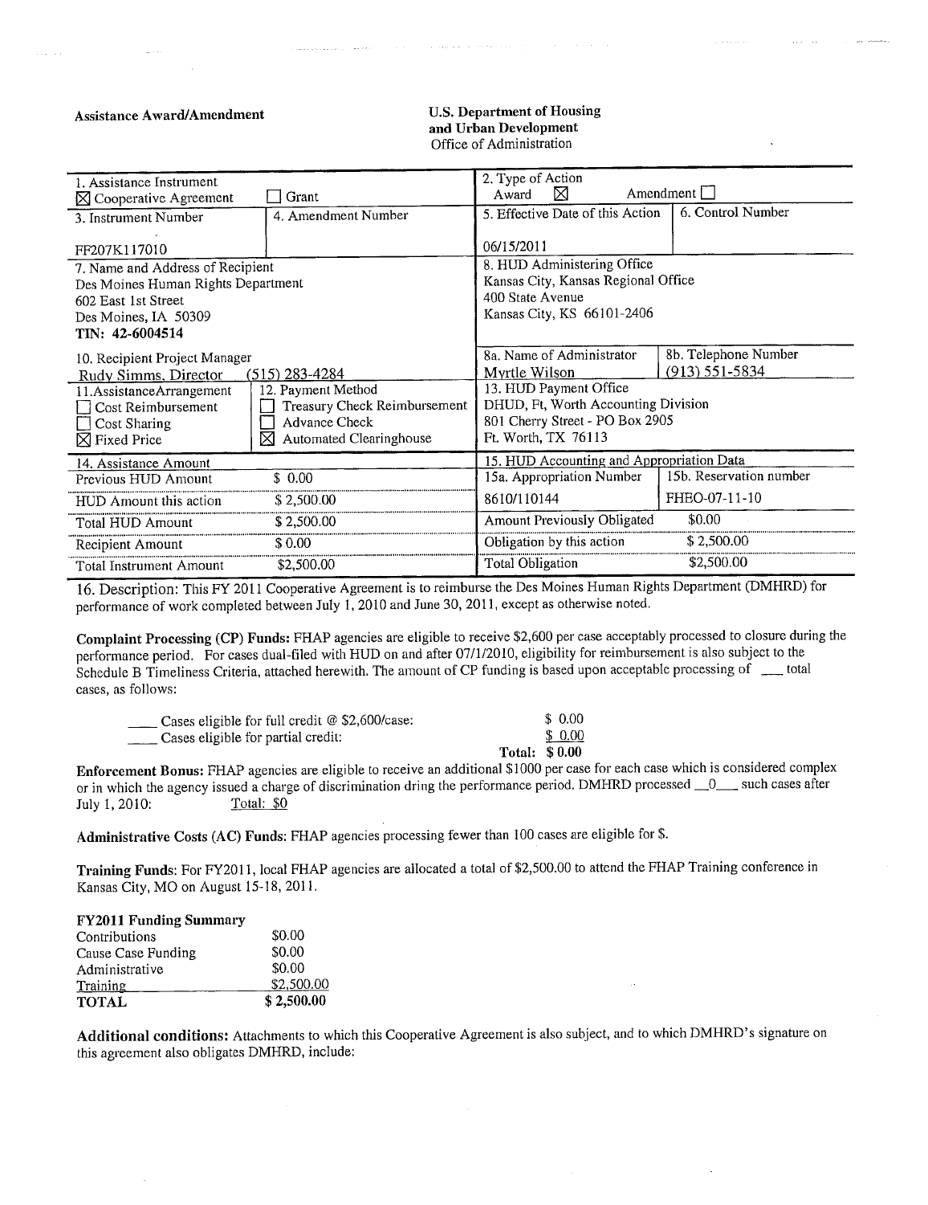**Assistance Award/Amendment**

**U.S. Department of Housing and Urban Development**
Office of Administration

| 1. Assistance Instrument ☒ Cooperative Agreement ☐ Grant | | 2. Type of Action Award ☒ Amendment ☐ | |
|---|---|---|---|
| 3. Instrument Number FF207K117010 | 4. Amendment Number | 5. Effective Date of this Action 06/15/2011 | 6. Control Number |
| 7. Name and Address of Recipient Des Moines Human Rights Department 602 East 1st Street Des Moines, IA 50309 **TIN: 42-6004514** | | 8. HUD Administering Office Kansas City, Kansas Regional Office 400 State Avenue Kansas City, KS 66101-2406 | |
| 10. Recipient Project Manager Rudy Simms, Director (515) 283-4284 | | 8a. Name of Administrator Myrtle Wilson | 8b. Telephone Number (913) 551-5834 |
| 11.AssistanceArrangement ☐ Cost Reimbursement ☐ Cost Sharing ☒ Fixed Price | 12. Payment Method ☐ Treasury Check Reimbursement ☐ Advance Check ☒ Automated Clearinghouse | 13. HUD Payment Office DHUD, Ft, Worth Accounting Division 801 Cherry Street - PO Box 2905 Ft. Worth, TX 76113 | |
| 14. Assistance Amount | | 15. HUD Accounting and Appropriation Data | |
| Previous HUD Amount | $ 0.00 | 15a. Appropriation Number | 15b. Reservation number |
| HUD Amount this action | $ 2,500.00 | 8610/110144 | FHEO-07-11-10 |
| Total HUD Amount | $ 2,500.00 | Amount Previously Obligated | $0.00 |
| Recipient Amount | $ 0.00 | Obligation by this action | $ 2,500.00 |
| Total Instrument Amount | $2,500.00 | Total Obligation | $2,500.00 |

16. Description: This FY 2011 Cooperative Agreement is to reimburse the Des Moines Human Rights Department (DMHRD) for performance of work completed between July 1, 2010 and June 30, 2011, except as otherwise noted.

**Complaint Processing (CP) Funds:** FHAP agencies are eligible to receive $2,600 per case acceptably processed to closure during the performance period. For cases dual-filed with HUD on and after 07/1/2010, eligibility for reimbursement is also subject to the Schedule B Timeliness Criteria, attached herewith. The amount of CP funding is based upon acceptable processing of \_\_\_ total cases, as follows:

| | |
|---|---|
| \_\_\_\_ Cases eligible for full credit @ $2,600/case: | $ 0.00 |
| \_\_\_\_ Cases eligible for partial credit: | $ 0.00 |
| **Total:** | **$ 0.00** |

**Enforcement Bonus:** FHAP agencies are eligible to receive an additional $1000 per case for each case which is considered complex or in which the agency issued a charge of discrimination dring the performance period. DMHRD processed \_\_0\_\_\_ such cases after July 1, 2010: Total: $0

**Administrative Costs (AC) Funds:** FHAP agencies processing fewer than 100 cases are eligible for $.

**Training Funds:** For FY2011, local FHAP agencies are allocated a total of $2,500.00 to attend the FHAP Training conference in Kansas City, MO on August 15-18, 2011.

**FY2011 Funding Summary**

| | |
|---|---|
| Contributions | $0.00 |
| Cause Case Funding | $0.00 |
| Administrative | $0.00 |
| Training | $2,500.00 |
| **TOTAL** | **$ 2,500.00** |

**Additional conditions:** Attachments to which this Cooperative Agreement is also subject, and to which DMHRD's signature on this agreement also obligates DMHRD, include: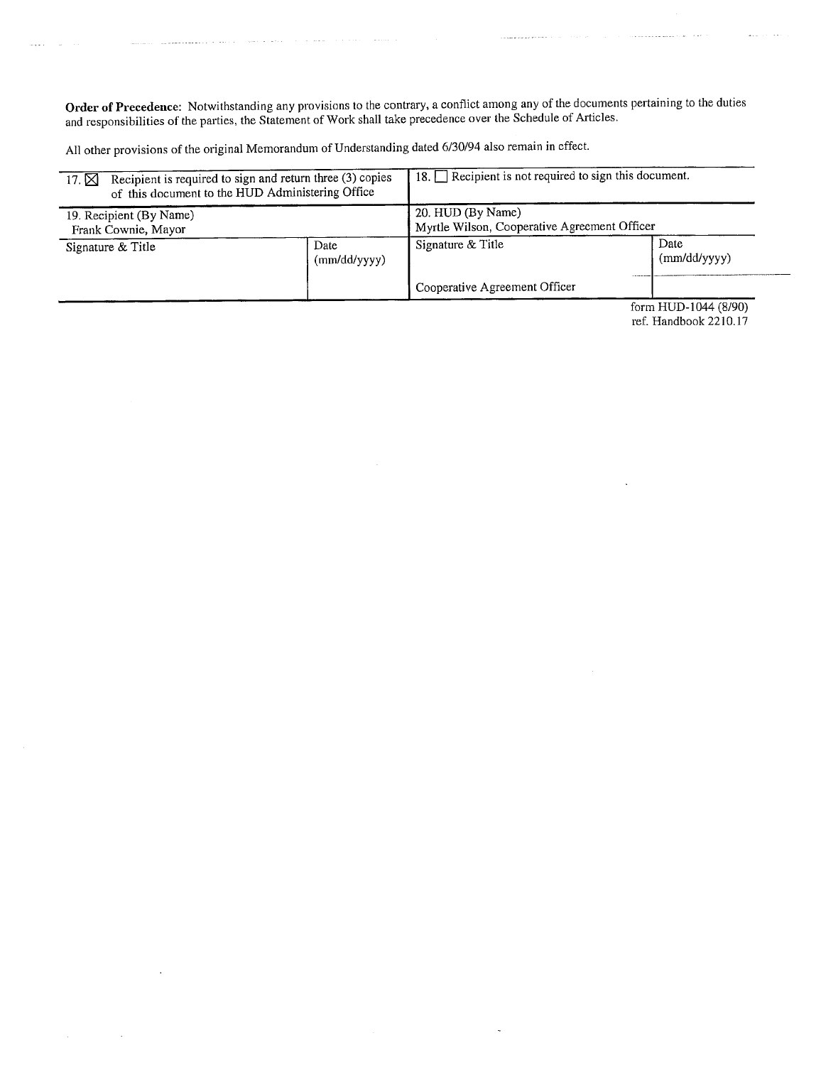**Order of Precedence:** Notwithstanding any provisions to the contrary, a conflict among any of the documents pertaining to the duties and responsibilities of the parties, the Statement of Work shall take precedence over the Schedule of Articles.

All other provisions of the original Memorandum of Understanding dated 6/30/94 also remain in effect.

| | | | |
|---|---|---|---|
| 17. ☒ Recipient is required to sign and return three (3) copies of this document to the HUD Administering Office | | 18. ☐ Recipient is not required to sign this document. | |
| 19. Recipient (By Name)<br>Frank Cownie, Mayor | | 20. HUD (By Name)<br>Myrtle Wilson, Cooperative Agreement Officer | |
| Signature & Title | Date (mm/dd/yyyy) | Signature & Title<br><br>Cooperative Agreement Officer | Date (mm/dd/yyyy) |

form HUD-1044 (8/90)
ref. Handbook 2210.17